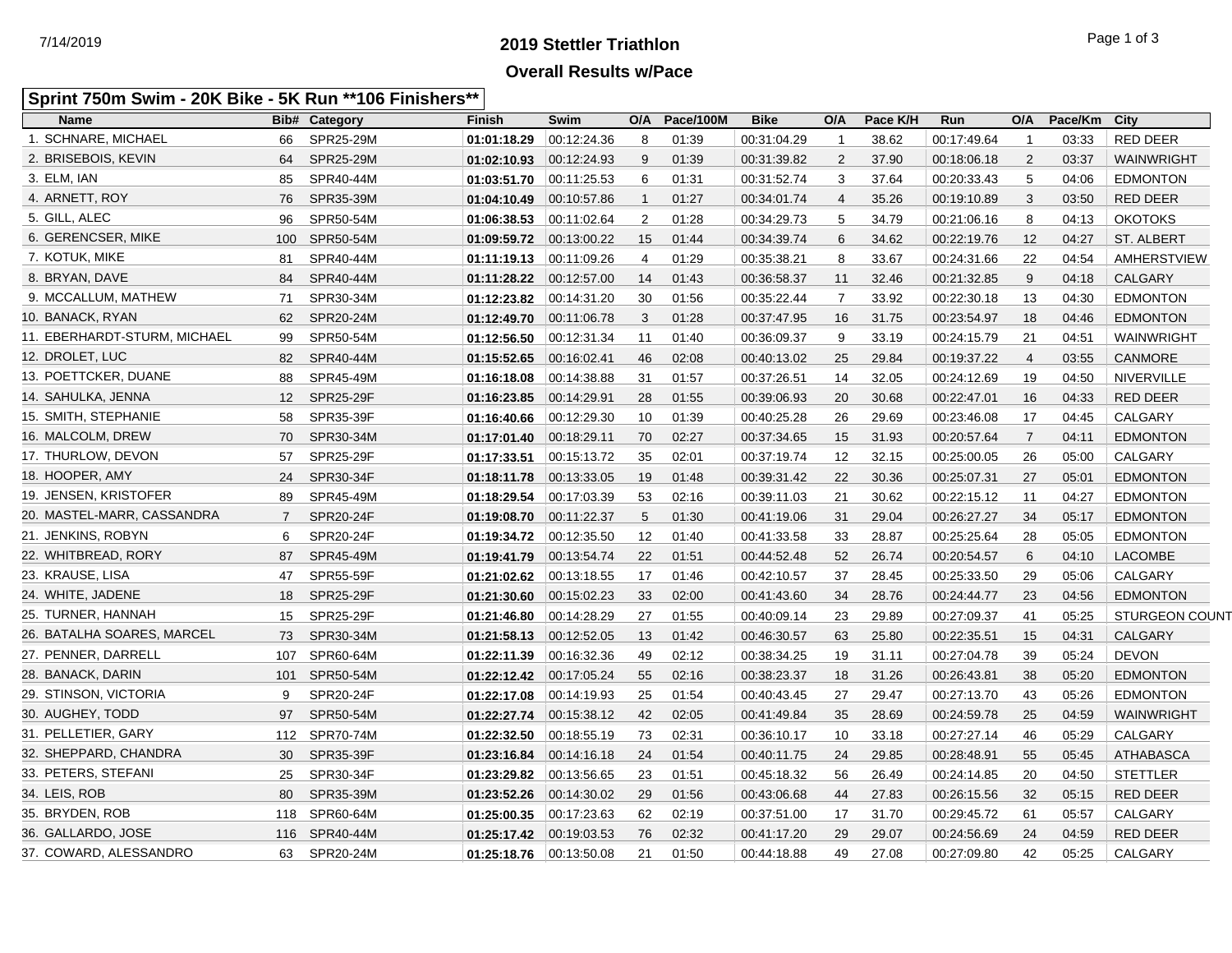# 2019 Stettler Triathlon

## Overall Results w/Pace

### Sprint 750m Swim - 20K Bike - 5K Run **106 Finishers**

| Name | Bib# | Category | Finish | Swim | O/A | Pace/100M | Bike | O/A | Pace K/H | Run | O/A | Pace/Km | City |
|---|---|---|---|---|---|---|---|---|---|---|---|---|---|
| 1. SCHNARE, MICHAEL | 66 | SPR25-29M | **01:01:18.29** | 00:12:24.36 | 8 | 01:39 | 00:31:04.29 | 1 | 38.62 | 00:17:49.64 | 1 | 03:33 | RED DEER |
| 2. BRISEBOIS, KEVIN | 64 | SPR25-29M | **01:02:10.93** | 00:12:24.93 | 9 | 01:39 | 00:31:39.82 | 2 | 37.90 | 00:18:06.18 | 2 | 03:37 | WAINWRIGHT |
| 3. ELM, IAN | 85 | SPR40-44M | **01:03:51.70** | 00:11:25.53 | 6 | 01:31 | 00:31:52.74 | 3 | 37.64 | 00:20:33.43 | 5 | 04:06 | EDMONTON |
| 4. ARNETT, ROY | 76 | SPR35-39M | **01:04:10.49** | 00:10:57.86 | 1 | 01:27 | 00:34:01.74 | 4 | 35.26 | 00:19:10.89 | 3 | 03:50 | RED DEER |
| 5. GILL, ALEC | 96 | SPR50-54M | **01:06:38.53** | 00:11:02.64 | 2 | 01:28 | 00:34:29.73 | 5 | 34.79 | 00:21:06.16 | 8 | 04:13 | OKOTOKS |
| 6. GERENCSER, MIKE | 100 | SPR50-54M | **01:09:59.72** | 00:13:00.22 | 15 | 01:44 | 00:34:39.74 | 6 | 34.62 | 00:22:19.76 | 12 | 04:27 | ST. ALBERT |
| 7. KOTUK, MIKE | 81 | SPR40-44M | **01:11:19.13** | 00:11:09.26 | 4 | 01:29 | 00:35:38.21 | 8 | 33.67 | 00:24:31.66 | 22 | 04:54 | AMHERSTVIEW |
| 8. BRYAN, DAVE | 84 | SPR40-44M | **01:11:28.22** | 00:12:57.00 | 14 | 01:43 | 00:36:58.37 | 11 | 32.46 | 00:21:32.85 | 9 | 04:18 | CALGARY |
| 9. MCCALLUM, MATHEW | 71 | SPR30-34M | **01:12:23.82** | 00:14:31.20 | 30 | 01:56 | 00:35:22.44 | 7 | 33.92 | 00:22:30.18 | 13 | 04:30 | EDMONTON |
| 10. BANACK, RYAN | 62 | SPR20-24M | **01:12:49.70** | 00:11:06.78 | 3 | 01:28 | 00:37:47.95 | 16 | 31.75 | 00:23:54.97 | 18 | 04:46 | EDMONTON |
| 11. EBERHARDT-STURM, MICHAEL | 99 | SPR50-54M | **01:12:56.50** | 00:12:31.34 | 11 | 01:40 | 00:36:09.37 | 9 | 33.19 | 00:24:15.79 | 21 | 04:51 | WAINWRIGHT |
| 12. DROLET, LUC | 82 | SPR40-44M | **01:15:52.65** | 00:16:02.41 | 46 | 02:08 | 00:40:13.02 | 25 | 29.84 | 00:19:37.22 | 4 | 03:55 | CANMORE |
| 13. POETTCKER, DUANE | 88 | SPR45-49M | **01:16:18.08** | 00:14:38.88 | 31 | 01:57 | 00:37:26.51 | 14 | 32.05 | 00:24:12.69 | 19 | 04:50 | NIVERVILLE |
| 14. SAHULKA, JENNA | 12 | SPR25-29F | **01:16:23.85** | 00:14:29.91 | 28 | 01:55 | 00:39:06.93 | 20 | 30.68 | 00:22:47.01 | 16 | 04:33 | RED DEER |
| 15. SMITH, STEPHANIE | 58 | SPR35-39F | **01:16:40.66** | 00:12:29.30 | 10 | 01:39 | 00:40:25.28 | 26 | 29.69 | 00:23:46.08 | 17 | 04:45 | CALGARY |
| 16. MALCOLM, DREW | 70 | SPR30-34M | **01:17:01.40** | 00:18:29.11 | 70 | 02:27 | 00:37:34.65 | 15 | 31.93 | 00:20:57.64 | 7 | 04:11 | EDMONTON |
| 17. THURLOW, DEVON | 57 | SPR25-29F | **01:17:33.51** | 00:15:13.72 | 35 | 02:01 | 00:37:19.74 | 12 | 32.15 | 00:25:00.05 | 26 | 05:00 | CALGARY |
| 18. HOOPER, AMY | 24 | SPR30-34F | **01:18:11.78** | 00:13:33.05 | 19 | 01:48 | 00:39:31.42 | 22 | 30.36 | 00:25:07.31 | 27 | 05:01 | EDMONTON |
| 19. JENSEN, KRISTOFER | 89 | SPR45-49M | **01:18:29.54** | 00:17:03.39 | 53 | 02:16 | 00:39:11.03 | 21 | 30.62 | 00:22:15.12 | 11 | 04:27 | EDMONTON |
| 20. MASTEL-MARR, CASSANDRA | 7 | SPR20-24F | **01:19:08.70** | 00:11:22.37 | 5 | 01:30 | 00:41:19.06 | 31 | 29.04 | 00:26:27.27 | 34 | 05:17 | EDMONTON |
| 21. JENKINS, ROBYN | 6 | SPR20-24F | **01:19:34.72** | 00:12:35.50 | 12 | 01:40 | 00:41:33.58 | 33 | 28.87 | 00:25:25.64 | 28 | 05:05 | EDMONTON |
| 22. WHITBREAD, RORY | 87 | SPR45-49M | **01:19:41.79** | 00:13:54.74 | 22 | 01:51 | 00:44:52.48 | 52 | 26.74 | 00:20:54.57 | 6 | 04:10 | LACOMBE |
| 23. KRAUSE, LISA | 47 | SPR55-59F | **01:21:02.62** | 00:13:18.55 | 17 | 01:46 | 00:42:10.57 | 37 | 28.45 | 00:25:33.50 | 29 | 05:06 | CALGARY |
| 24. WHITE, JADENE | 18 | SPR25-29F | **01:21:30.60** | 00:15:02.23 | 33 | 02:00 | 00:41:43.60 | 34 | 28.76 | 00:24:44.77 | 23 | 04:56 | EDMONTON |
| 25. TURNER, HANNAH | 15 | SPR25-29F | **01:21:46.80** | 00:14:28.29 | 27 | 01:55 | 00:40:09.14 | 23 | 29.89 | 00:27:09.37 | 41 | 05:25 | STURGEON COUNT |
| 26. BATALHA SOARES, MARCEL | 73 | SPR30-34M | **01:21:58.13** | 00:12:52.05 | 13 | 01:42 | 00:46:30.57 | 63 | 25.80 | 00:22:35.51 | 15 | 04:31 | CALGARY |
| 27. PENNER, DARRELL | 107 | SPR60-64M | **01:22:11.39** | 00:16:32.36 | 49 | 02:12 | 00:38:34.25 | 19 | 31.11 | 00:27:04.78 | 39 | 05:24 | DEVON |
| 28. BANACK, DARIN | 101 | SPR50-54M | **01:22:12.42** | 00:17:05.24 | 55 | 02:16 | 00:38:23.37 | 18 | 31.26 | 00:26:43.81 | 38 | 05:20 | EDMONTON |
| 29. STINSON, VICTORIA | 9 | SPR20-24F | **01:22:17.08** | 00:14:19.93 | 25 | 01:54 | 00:40:43.45 | 27 | 29.47 | 00:27:13.70 | 43 | 05:26 | EDMONTON |
| 30. AUGHEY, TODD | 97 | SPR50-54M | **01:22:27.74** | 00:15:38.12 | 42 | 02:05 | 00:41:49.84 | 35 | 28.69 | 00:24:59.78 | 25 | 04:59 | WAINWRIGHT |
| 31. PELLETIER, GARY | 112 | SPR70-74M | **01:22:32.50** | 00:18:55.19 | 73 | 02:31 | 00:36:10.17 | 10 | 33.18 | 00:27:27.14 | 46 | 05:29 | CALGARY |
| 32. SHEPPARD, CHANDRA | 30 | SPR35-39F | **01:23:16.84** | 00:14:16.18 | 24 | 01:54 | 00:40:11.75 | 24 | 29.85 | 00:28:48.91 | 55 | 05:45 | ATHABASCA |
| 33. PETERS, STEFANI | 25 | SPR30-34F | **01:23:29.82** | 00:13:56.65 | 23 | 01:51 | 00:45:18.32 | 56 | 26.49 | 00:24:14.85 | 20 | 04:50 | STETTLER |
| 34. LEIS, ROB | 80 | SPR35-39M | **01:23:52.26** | 00:14:30.02 | 29 | 01:56 | 00:43:06.68 | 44 | 27.83 | 00:26:15.56 | 32 | 05:15 | RED DEER |
| 35. BRYDEN, ROB | 118 | SPR60-64M | **01:25:00.35** | 00:17:23.63 | 62 | 02:19 | 00:37:51.00 | 17 | 31.70 | 00:29:45.72 | 61 | 05:57 | CALGARY |
| 36. GALLARDO, JOSE | 116 | SPR40-44M | **01:25:17.42** | 00:19:03.53 | 76 | 02:32 | 00:41:17.20 | 29 | 29.07 | 00:24:56.69 | 24 | 04:59 | RED DEER |
| 37. COWARD, ALESSANDRO | 63 | SPR20-24M | **01:25:18.76** | 00:13:50.08 | 21 | 01:50 | 00:44:18.88 | 49 | 27.08 | 00:27:09.80 | 42 | 05:25 | CALGARY |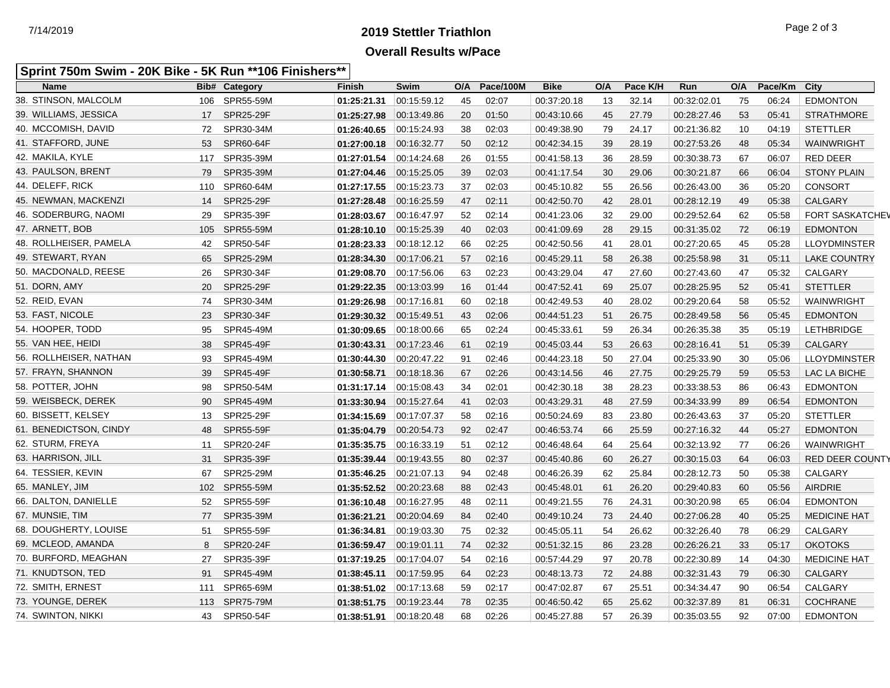# 2019 Stettler Triathlon

## Overall Results w/Pace

### Sprint 750m Swim - 20K Bike - 5K Run **106 Finishers**

| Name | Bib# | Category | Finish | Swim | O/A | Pace/100M | Bike | O/A | Pace K/H | Run | O/A | Pace/Km | City |
|---|---|---|---|---|---|---|---|---|---|---|---|---|---|
| 38. STINSON, MALCOLM | 106 | SPR55-59M | **01:25:21.31** | 00:15:59.12 | 45 | 02:07 | 00:37:20.18 | 13 | 32.14 | 00:32:02.01 | 75 | 06:24 | EDMONTON |
| 39. WILLIAMS, JESSICA | 17 | SPR25-29F | **01:25:27.98** | 00:13:49.86 | 20 | 01:50 | 00:43:10.66 | 45 | 27.79 | 00:28:27.46 | 53 | 05:41 | STRATHMORE |
| 40. MCCOMISH, DAVID | 72 | SPR30-34M | **01:26:40.65** | 00:15:24.93 | 38 | 02:03 | 00:49:38.90 | 79 | 24.17 | 00:21:36.82 | 10 | 04:19 | STETTLER |
| 41. STAFFORD, JUNE | 53 | SPR60-64F | **01:27:00.18** | 00:16:32.77 | 50 | 02:12 | 00:42:34.15 | 39 | 28.19 | 00:27:53.26 | 48 | 05:34 | WAINWRIGHT |
| 42. MAKILA, KYLE | 117 | SPR35-39M | **01:27:01.54** | 00:14:24.68 | 26 | 01:55 | 00:41:58.13 | 36 | 28.59 | 00:30:38.73 | 67 | 06:07 | RED DEER |
| 43. PAULSON, BRENT | 79 | SPR35-39M | **01:27:04.46** | 00:15:25.05 | 39 | 02:03 | 00:41:17.54 | 30 | 29.06 | 00:30:21.87 | 66 | 06:04 | STONY PLAIN |
| 44. DELEFF, RICK | 110 | SPR60-64M | **01:27:17.55** | 00:15:23.73 | 37 | 02:03 | 00:45:10.82 | 55 | 26.56 | 00:26:43.00 | 36 | 05:20 | CONSORT |
| 45. NEWMAN, MACKENZI | 14 | SPR25-29F | **01:27:28.48** | 00:16:25.59 | 47 | 02:11 | 00:42:50.70 | 42 | 28.01 | 00:28:12.19 | 49 | 05:38 | CALGARY |
| 46. SODERBURG, NAOMI | 29 | SPR35-39F | **01:28:03.67** | 00:16:47.97 | 52 | 02:14 | 00:41:23.06 | 32 | 29.00 | 00:29:52.64 | 62 | 05:58 | FORT SASKATCHEW |
| 47. ARNETT, BOB | 105 | SPR55-59M | **01:28:10.10** | 00:15:25.39 | 40 | 02:03 | 00:41:09.69 | 28 | 29.15 | 00:31:35.02 | 72 | 06:19 | EDMONTON |
| 48. ROLLHEISER, PAMELA | 42 | SPR50-54F | **01:28:23.33** | 00:18:12.12 | 66 | 02:25 | 00:42:50.56 | 41 | 28.01 | 00:27:20.65 | 45 | 05:28 | LLOYDMINSTER |
| 49. STEWART, RYAN | 65 | SPR25-29M | **01:28:34.30** | 00:17:06.21 | 57 | 02:16 | 00:45:29.11 | 58 | 26.38 | 00:25:58.98 | 31 | 05:11 | LAKE COUNTRY |
| 50. MACDONALD, REESE | 26 | SPR30-34F | **01:29:08.70** | 00:17:56.06 | 63 | 02:23 | 00:43:29.04 | 47 | 27.60 | 00:27:43.60 | 47 | 05:32 | CALGARY |
| 51. DORN, AMY | 20 | SPR25-29F | **01:29:22.35** | 00:13:03.99 | 16 | 01:44 | 00:47:52.41 | 69 | 25.07 | 00:28:25.95 | 52 | 05:41 | STETTLER |
| 52. REID, EVAN | 74 | SPR30-34M | **01:29:26.98** | 00:17:16.81 | 60 | 02:18 | 00:42:49.53 | 40 | 28.02 | 00:29:20.64 | 58 | 05:52 | WAINWRIGHT |
| 53. FAST, NICOLE | 23 | SPR30-34F | **01:29:30.32** | 00:15:49.51 | 43 | 02:06 | 00:44:51.23 | 51 | 26.75 | 00:28:49.58 | 56 | 05:45 | EDMONTON |
| 54. HOOPER, TODD | 95 | SPR45-49M | **01:30:09.65** | 00:18:00.66 | 65 | 02:24 | 00:45:33.61 | 59 | 26.34 | 00:26:35.38 | 35 | 05:19 | LETHBRIDGE |
| 55. VAN HEE, HEIDI | 38 | SPR45-49F | **01:30:43.31** | 00:17:23.46 | 61 | 02:19 | 00:45:03.44 | 53 | 26.63 | 00:28:16.41 | 51 | 05:39 | CALGARY |
| 56. ROLLHEISER, NATHAN | 93 | SPR45-49M | **01:30:44.30** | 00:20:47.22 | 91 | 02:46 | 00:44:23.18 | 50 | 27.04 | 00:25:33.90 | 30 | 05:06 | LLOYDMINSTER |
| 57. FRAYN, SHANNON | 39 | SPR45-49F | **01:30:58.71** | 00:18:18.36 | 67 | 02:26 | 00:43:14.56 | 46 | 27.75 | 00:29:25.79 | 59 | 05:53 | LAC LA BICHE |
| 58. POTTER, JOHN | 98 | SPR50-54M | **01:31:17.14** | 00:15:08.43 | 34 | 02:01 | 00:42:30.18 | 38 | 28.23 | 00:33:38.53 | 86 | 06:43 | EDMONTON |
| 59. WEISBECK, DEREK | 90 | SPR45-49M | **01:33:30.94** | 00:15:27.64 | 41 | 02:03 | 00:43:29.31 | 48 | 27.59 | 00:34:33.99 | 89 | 06:54 | EDMONTON |
| 60. BISSETT, KELSEY | 13 | SPR25-29F | **01:34:15.69** | 00:17:07.37 | 58 | 02:16 | 00:50:24.69 | 83 | 23.80 | 00:26:43.63 | 37 | 05:20 | STETTLER |
| 61. BENEDICTSON, CINDY | 48 | SPR55-59F | **01:35:04.79** | 00:20:54.73 | 92 | 02:47 | 00:46:53.74 | 66 | 25.59 | 00:27:16.32 | 44 | 05:27 | EDMONTON |
| 62. STURM, FREYA | 11 | SPR20-24F | **01:35:35.75** | 00:16:33.19 | 51 | 02:12 | 00:46:48.64 | 64 | 25.64 | 00:32:13.92 | 77 | 06:26 | WAINWRIGHT |
| 63. HARRISON, JILL | 31 | SPR35-39F | **01:35:39.44** | 00:19:43.55 | 80 | 02:37 | 00:45:40.86 | 60 | 26.27 | 00:30:15.03 | 64 | 06:03 | RED DEER COUNTY |
| 64. TESSIER, KEVIN | 67 | SPR25-29M | **01:35:46.25** | 00:21:07.13 | 94 | 02:48 | 00:46:26.39 | 62 | 25.84 | 00:28:12.73 | 50 | 05:38 | CALGARY |
| 65. MANLEY, JIM | 102 | SPR55-59M | **01:35:52.52** | 00:20:23.68 | 88 | 02:43 | 00:45:48.01 | 61 | 26.20 | 00:29:40.83 | 60 | 05:56 | AIRDRIE |
| 66. DALTON, DANIELLE | 52 | SPR55-59F | **01:36:10.48** | 00:16:27.95 | 48 | 02:11 | 00:49:21.55 | 76 | 24.31 | 00:30:20.98 | 65 | 06:04 | EDMONTON |
| 67. MUNSIE, TIM | 77 | SPR35-39M | **01:36:21.21** | 00:20:04.69 | 84 | 02:40 | 00:49:10.24 | 73 | 24.40 | 00:27:06.28 | 40 | 05:25 | MEDICINE HAT |
| 68. DOUGHERTY, LOUISE | 51 | SPR55-59F | **01:36:34.81** | 00:19:03.30 | 75 | 02:32 | 00:45:05.11 | 54 | 26.62 | 00:32:26.40 | 78 | 06:29 | CALGARY |
| 69. MCLEOD, AMANDA | 8 | SPR20-24F | **01:36:59.47** | 00:19:01.11 | 74 | 02:32 | 00:51:32.15 | 86 | 23.28 | 00:26:26.21 | 33 | 05:17 | OKOTOKS |
| 70. BURFORD, MEAGHAN | 27 | SPR35-39F | **01:37:19.25** | 00:17:04.07 | 54 | 02:16 | 00:57:44.29 | 97 | 20.78 | 00:22:30.89 | 14 | 04:30 | MEDICINE HAT |
| 71. KNUDTSON, TED | 91 | SPR45-49M | **01:38:45.11** | 00:17:59.95 | 64 | 02:23 | 00:48:13.73 | 72 | 24.88 | 00:32:31.43 | 79 | 06:30 | CALGARY |
| 72. SMITH, ERNEST | 111 | SPR65-69M | **01:38:51.02** | 00:17:13.68 | 59 | 02:17 | 00:47:02.87 | 67 | 25.51 | 00:34:34.47 | 90 | 06:54 | CALGARY |
| 73. YOUNGE, DEREK | 113 | SPR75-79M | **01:38:51.75** | 00:19:23.44 | 78 | 02:35 | 00:46:50.42 | 65 | 25.62 | 00:32:37.89 | 81 | 06:31 | COCHRANE |
| 74. SWINTON, NIKKI | 43 | SPR50-54F | **01:38:51.91** | 00:18:20.48 | 68 | 02:26 | 00:45:27.88 | 57 | 26.39 | 00:35:03.55 | 92 | 07:00 | EDMONTON |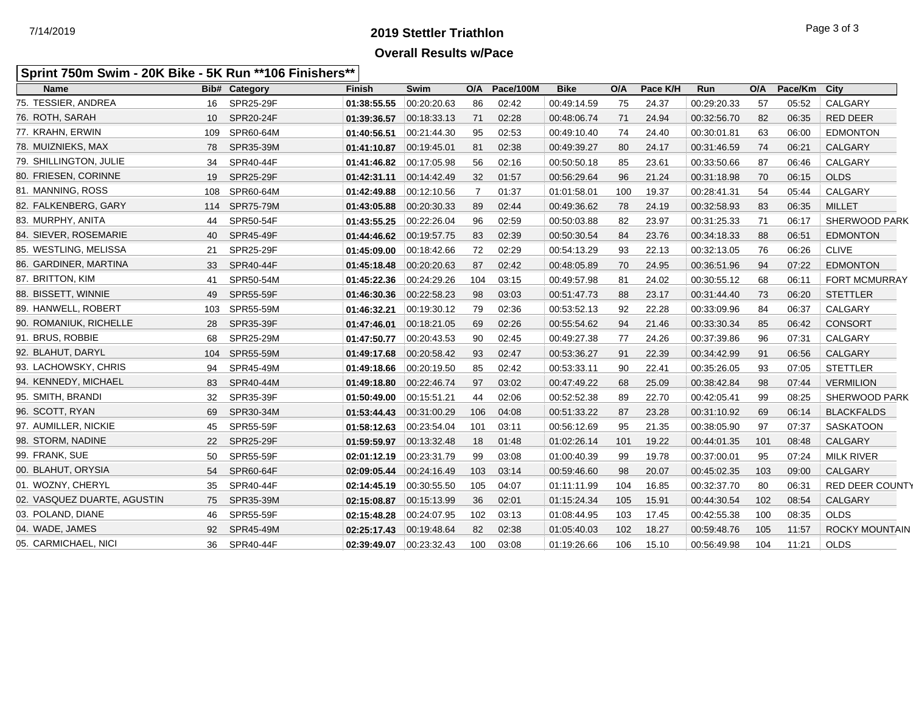# 2019 Stettler Triathlon

## Overall Results w/Pace

### Sprint 750m Swim - 20K Bike - 5K Run **106 Finishers**

| Name | Bib# | Category | Finish | Swim | O/A | Pace/100M | Bike | O/A | Pace K/H | Run | O/A | Pace/Km | City |
|---|---|---|---|---|---|---|---|---|---|---|---|---|---|
| 75. TESSIER, ANDREA | 16 | SPR25-29F | **01:38:55.55** | 00:20:20.63 | 86 | 02:42 | 00:49:14.59 | 75 | 24.37 | 00:29:20.33 | 57 | 05:52 | CALGARY |
| 76. ROTH, SARAH | 10 | SPR20-24F | **01:39:36.57** | 00:18:33.13 | 71 | 02:28 | 00:48:06.74 | 71 | 24.94 | 00:32:56.70 | 82 | 06:35 | RED DEER |
| 77. KRAHN, ERWIN | 109 | SPR60-64M | **01:40:56.51** | 00:21:44.30 | 95 | 02:53 | 00:49:10.40 | 74 | 24.40 | 00:30:01.81 | 63 | 06:00 | EDMONTON |
| 78. MUIZNIEKS, MAX | 78 | SPR35-39M | **01:41:10.87** | 00:19:45.01 | 81 | 02:38 | 00:49:39.27 | 80 | 24.17 | 00:31:46.59 | 74 | 06:21 | CALGARY |
| 79. SHILLINGTON, JULIE | 34 | SPR40-44F | **01:41:46.82** | 00:17:05.98 | 56 | 02:16 | 00:50:50.18 | 85 | 23.61 | 00:33:50.66 | 87 | 06:46 | CALGARY |
| 80. FRIESEN, CORINNE | 19 | SPR25-29F | **01:42:31.11** | 00:14:42.49 | 32 | 01:57 | 00:56:29.64 | 96 | 21.24 | 00:31:18.98 | 70 | 06:15 | OLDS |
| 81. MANNING, ROSS | 108 | SPR60-64M | **01:42:49.88** | 00:12:10.56 | 7 | 01:37 | 01:01:58.01 | 100 | 19.37 | 00:28:41.31 | 54 | 05:44 | CALGARY |
| 82. FALKENBERG, GARY | 114 | SPR75-79M | **01:43:05.88** | 00:20:30.33 | 89 | 02:44 | 00:49:36.62 | 78 | 24.19 | 00:32:58.93 | 83 | 06:35 | MILLET |
| 83. MURPHY, ANITA | 44 | SPR50-54F | **01:43:55.25** | 00:22:26.04 | 96 | 02:59 | 00:50:03.88 | 82 | 23.97 | 00:31:25.33 | 71 | 06:17 | SHERWOOD PARK |
| 84. SIEVER, ROSEMARIE | 40 | SPR45-49F | **01:44:46.62** | 00:19:57.75 | 83 | 02:39 | 00:50:30.54 | 84 | 23.76 | 00:34:18.33 | 88 | 06:51 | EDMONTON |
| 85. WESTLING, MELISSA | 21 | SPR25-29F | **01:45:09.00** | 00:18:42.66 | 72 | 02:29 | 00:54:13.29 | 93 | 22.13 | 00:32:13.05 | 76 | 06:26 | CLIVE |
| 86. GARDINER, MARTINA | 33 | SPR40-44F | **01:45:18.48** | 00:20:20.63 | 87 | 02:42 | 00:48:05.89 | 70 | 24.95 | 00:36:51.96 | 94 | 07:22 | EDMONTON |
| 87. BRITTON, KIM | 41 | SPR50-54M | **01:45:22.36** | 00:24:29.26 | 104 | 03:15 | 00:49:57.98 | 81 | 24.02 | 00:30:55.12 | 68 | 06:11 | FORT MCMURRAY |
| 88. BISSETT, WINNIE | 49 | SPR55-59F | **01:46:30.36** | 00:22:58.23 | 98 | 03:03 | 00:51:47.73 | 88 | 23.17 | 00:31:44.40 | 73 | 06:20 | STETTLER |
| 89. HANWELL, ROBERT | 103 | SPR55-59M | **01:46:32.21** | 00:19:30.12 | 79 | 02:36 | 00:53:52.13 | 92 | 22.28 | 00:33:09.96 | 84 | 06:37 | CALGARY |
| 90. ROMANIUK, RICHELLE | 28 | SPR35-39F | **01:47:46.01** | 00:18:21.05 | 69 | 02:26 | 00:55:54.62 | 94 | 21.46 | 00:33:30.34 | 85 | 06:42 | CONSORT |
| 91. BRUS, ROBBIE | 68 | SPR25-29M | **01:47:50.77** | 00:20:43.53 | 90 | 02:45 | 00:49:27.38 | 77 | 24.26 | 00:37:39.86 | 96 | 07:31 | CALGARY |
| 92. BLAHUT, DARYL | 104 | SPR55-59M | **01:49:17.68** | 00:20:58.42 | 93 | 02:47 | 00:53:36.27 | 91 | 22.39 | 00:34:42.99 | 91 | 06:56 | CALGARY |
| 93. LACHOWSKY, CHRIS | 94 | SPR45-49M | **01:49:18.66** | 00:20:19.50 | 85 | 02:42 | 00:53:33.11 | 90 | 22.41 | 00:35:26.05 | 93 | 07:05 | STETTLER |
| 94. KENNEDY, MICHAEL | 83 | SPR40-44M | **01:49:18.80** | 00:22:46.74 | 97 | 03:02 | 00:47:49.22 | 68 | 25.09 | 00:38:42.84 | 98 | 07:44 | VERMILION |
| 95. SMITH, BRANDI | 32 | SPR35-39F | **01:50:49.00** | 00:15:51.21 | 44 | 02:06 | 00:52:52.38 | 89 | 22.70 | 00:42:05.41 | 99 | 08:25 | SHERWOOD PARK |
| 96. SCOTT, RYAN | 69 | SPR30-34M | **01:53:44.43** | 00:31:00.29 | 106 | 04:08 | 00:51:33.22 | 87 | 23.28 | 00:31:10.92 | 69 | 06:14 | BLACKFALDS |
| 97. AUMILLER, NICKIE | 45 | SPR55-59F | **01:58:12.63** | 00:23:54.04 | 101 | 03:11 | 00:56:12.69 | 95 | 21.35 | 00:38:05.90 | 97 | 07:37 | SASKATOON |
| 98. STORM, NADINE | 22 | SPR25-29F | **01:59:59.97** | 00:13:32.48 | 18 | 01:48 | 01:02:26.14 | 101 | 19.22 | 00:44:01.35 | 101 | 08:48 | CALGARY |
| 99. FRANK, SUE | 50 | SPR55-59F | **02:01:12.19** | 00:23:31.79 | 99 | 03:08 | 01:00:40.39 | 99 | 19.78 | 00:37:00.01 | 95 | 07:24 | MILK RIVER |
| 00. BLAHUT, ORYSIA | 54 | SPR60-64F | **02:09:05.44** | 00:24:16.49 | 103 | 03:14 | 00:59:46.60 | 98 | 20.07 | 00:45:02.35 | 103 | 09:00 | CALGARY |
| 01. WOZNY, CHERYL | 35 | SPR40-44F | **02:14:45.19** | 00:30:55.50 | 105 | 04:07 | 01:11:11.99 | 104 | 16.85 | 00:32:37.70 | 80 | 06:31 | RED DEER COUNTY |
| 02. VASQUEZ DUARTE, AGUSTIN | 75 | SPR35-39M | **02:15:08.87** | 00:15:13.99 | 36 | 02:01 | 01:15:24.34 | 105 | 15.91 | 00:44:30.54 | 102 | 08:54 | CALGARY |
| 03. POLAND, DIANE | 46 | SPR55-59F | **02:15:48.28** | 00:24:07.95 | 102 | 03:13 | 01:08:44.95 | 103 | 17.45 | 00:42:55.38 | 100 | 08:35 | OLDS |
| 04. WADE, JAMES | 92 | SPR45-49M | **02:25:17.43** | 00:19:48.64 | 82 | 02:38 | 01:05:40.03 | 102 | 18.27 | 00:59:48.76 | 105 | 11:57 | ROCKY MOUNTAIN |
| 05. CARMICHAEL, NICI | 36 | SPR40-44F | **02:39:49.07** | 00:23:32.43 | 100 | 03:08 | 01:19:26.66 | 106 | 15.10 | 00:56:49.98 | 104 | 11:21 | OLDS |